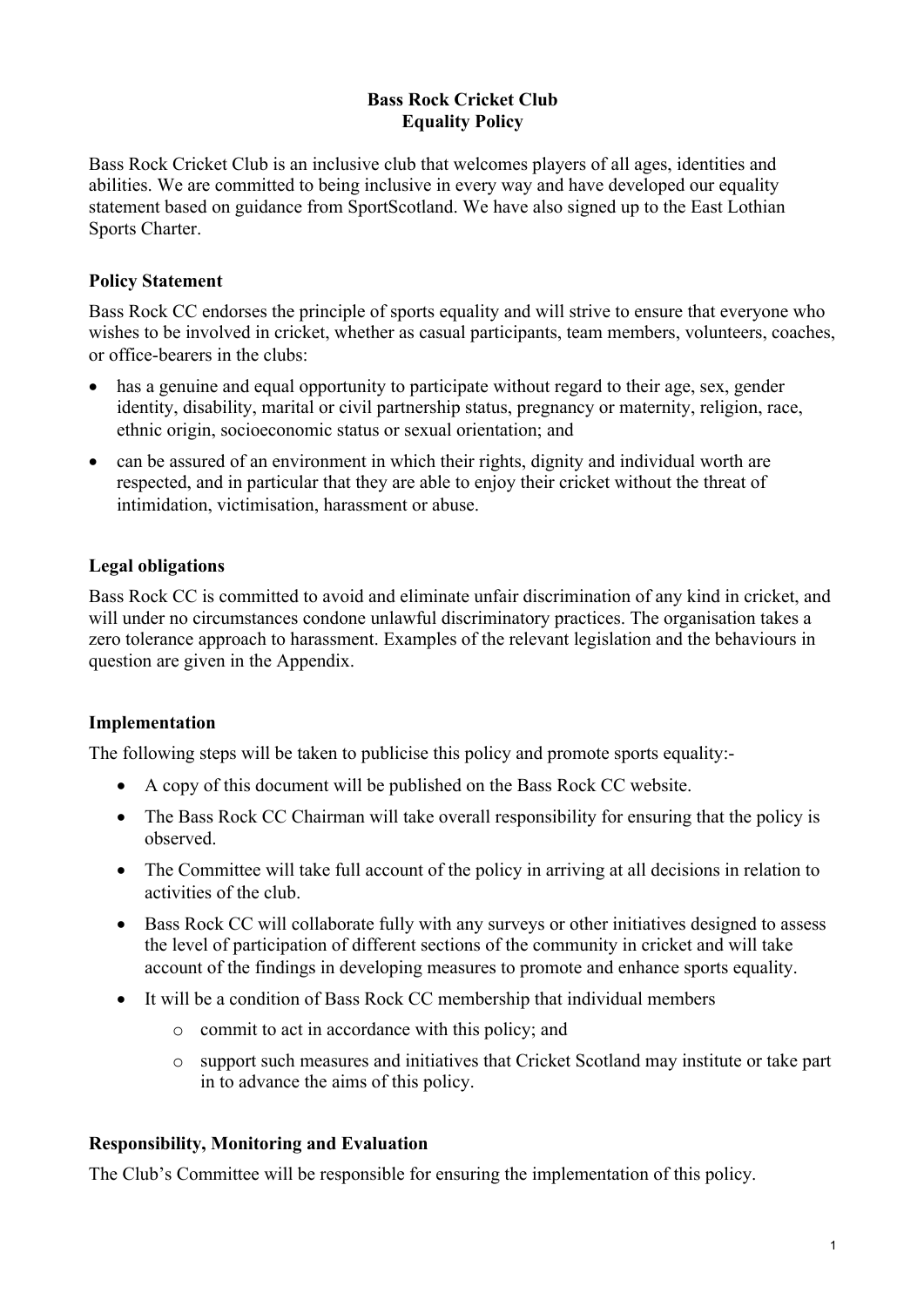# Bass Rock Cricket Club
# Equality Policy

Bass Rock Cricket Club is an inclusive club that welcomes players of all ages, identities and abilities. We are committed to being inclusive in every way and have developed our equality statement based on guidance from SportScotland. We have also signed up to the East Lothian Sports Charter.

## Policy Statement

Bass Rock CC endorses the principle of sports equality and will strive to ensure that everyone who wishes to be involved in cricket, whether as casual participants, team members, volunteers, coaches, or office-bearers in the clubs:

- has a genuine and equal opportunity to participate without regard to their age, sex, gender identity, disability, marital or civil partnership status, pregnancy or maternity, religion, race, ethnic origin, socioeconomic status or sexual orientation; and
- can be assured of an environment in which their rights, dignity and individual worth are respected, and in particular that they are able to enjoy their cricket without the threat of intimidation, victimisation, harassment or abuse.

## Legal obligations

Bass Rock CC is committed to avoid and eliminate unfair discrimination of any kind in cricket, and will under no circumstances condone unlawful discriminatory practices. The organisation takes a zero tolerance approach to harassment. Examples of the relevant legislation and the behaviours in question are given in the Appendix.

## Implementation

The following steps will be taken to publicise this policy and promote sports equality:-

- A copy of this document will be published on the Bass Rock CC website.
- The Bass Rock CC Chairman will take overall responsibility for ensuring that the policy is observed.
- The Committee will take full account of the policy in arriving at all decisions in relation to activities of the club.
- Bass Rock CC will collaborate fully with any surveys or other initiatives designed to assess the level of participation of different sections of the community in cricket and will take account of the findings in developing measures to promote and enhance sports equality.
- It will be a condition of Bass Rock CC membership that individual members
    - commit to act in accordance with this policy; and
    - support such measures and initiatives that Cricket Scotland may institute or take part in to advance the aims of this policy.

## Responsibility, Monitoring and Evaluation

The Club's Committee will be responsible for ensuring the implementation of this policy.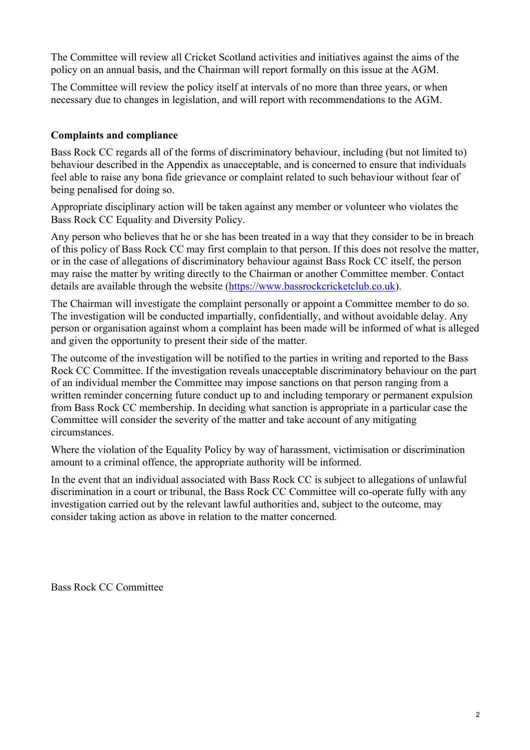The Committee will review all Cricket Scotland activities and initiatives against the aims of the policy on an annual basis, and the Chairman will report formally on this issue at the AGM.

The Committee will review the policy itself at intervals of no more than three years, or when necessary due to changes in legislation, and will report with recommendations to the AGM.

**Complaints and compliance**

Bass Rock CC regards all of the forms of discriminatory behaviour, including (but not limited to) behaviour described in the Appendix as unacceptable, and is concerned to ensure that individuals feel able to raise any bona fide grievance or complaint related to such behaviour without fear of being penalised for doing so.

Appropriate disciplinary action will be taken against any member or volunteer who violates the Bass Rock CC Equality and Diversity Policy.

Any person who believes that he or she has been treated in a way that they consider to be in breach of this policy of Bass Rock CC may first complain to that person. If this does not resolve the matter, or in the case of allegations of discriminatory behaviour against Bass Rock CC itself, the person may raise the matter by writing directly to the Chairman or another Committee member. Contact details are available through the website ([https://www.bassrockcricketclub.co.uk](https://www.bassrockcricketclub.co.uk)).

The Chairman will investigate the complaint personally or appoint a Committee member to do so. The investigation will be conducted impartially, confidentially, and without avoidable delay. Any person or organisation against whom a complaint has been made will be informed of what is alleged and given the opportunity to present their side of the matter.

The outcome of the investigation will be notified to the parties in writing and reported to the Bass Rock CC Committee. If the investigation reveals unacceptable discriminatory behaviour on the part of an individual member the Committee may impose sanctions on that person ranging from a written reminder concerning future conduct up to and including temporary or permanent expulsion from Bass Rock CC membership. In deciding what sanction is appropriate in a particular case the Committee will consider the severity of the matter and take account of any mitigating circumstances.

Where the violation of the Equality Policy by way of harassment, victimisation or discrimination amount to a criminal offence, the appropriate authority will be informed.

In the event that an individual associated with Bass Rock CC is subject to allegations of unlawful discrimination in a court or tribunal, the Bass Rock CC Committee will co-operate fully with any investigation carried out by the relevant lawful authorities and, subject to the outcome, may consider taking action as above in relation to the matter concerned.

Bass Rock CC Committee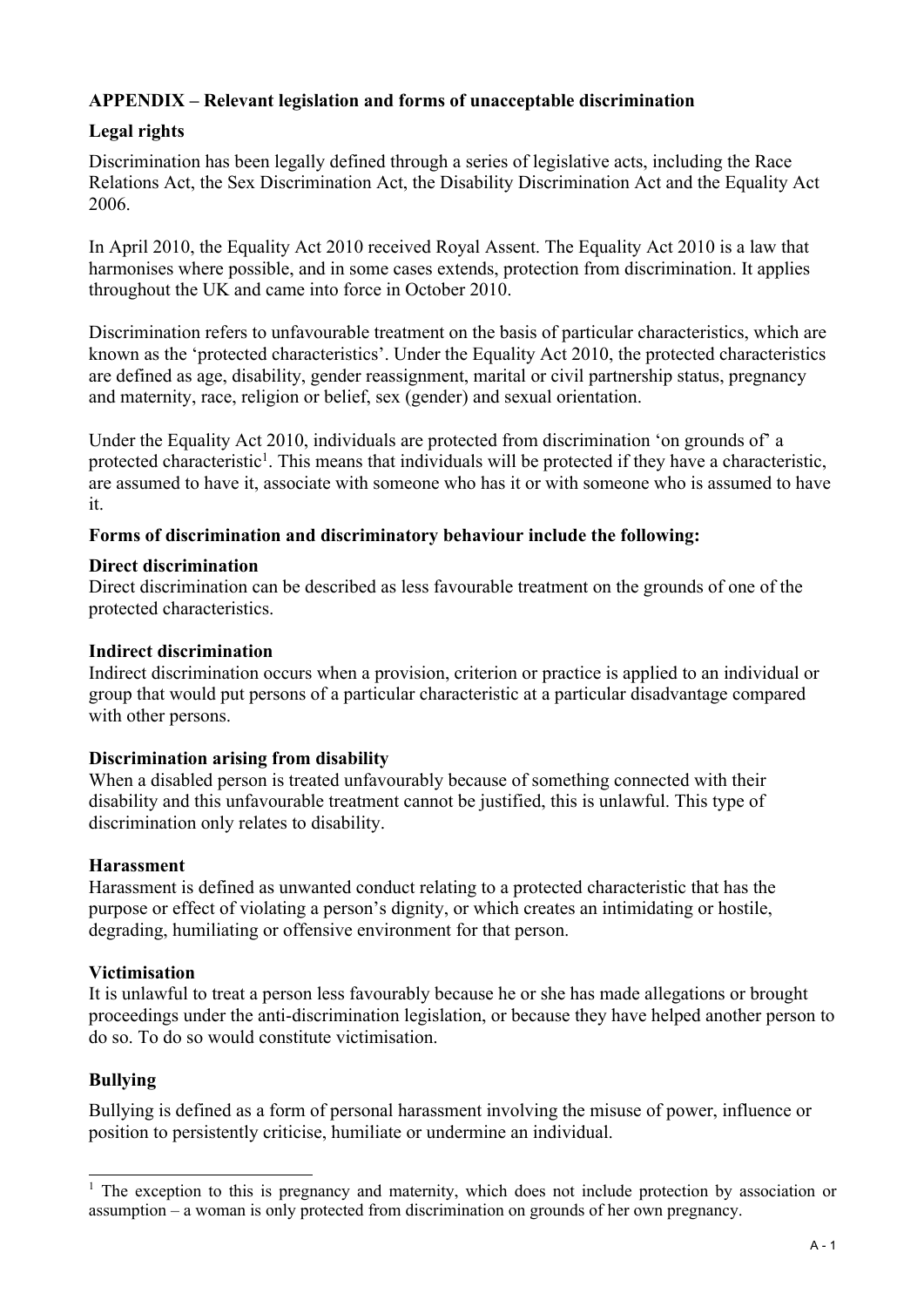**APPENDIX – Relevant legislation and forms of unacceptable discrimination**

**Legal rights**

Discrimination has been legally defined through a series of legislative acts, including the Race Relations Act, the Sex Discrimination Act, the Disability Discrimination Act and the Equality Act 2006.

In April 2010, the Equality Act 2010 received Royal Assent. The Equality Act 2010 is a law that harmonises where possible, and in some cases extends, protection from discrimination. It applies throughout the UK and came into force in October 2010.

Discrimination refers to unfavourable treatment on the basis of particular characteristics, which are known as the 'protected characteristics'. Under the Equality Act 2010, the protected characteristics are defined as age, disability, gender reassignment, marital or civil partnership status, pregnancy and maternity, race, religion or belief, sex (gender) and sexual orientation.

Under the Equality Act 2010, individuals are protected from discrimination 'on grounds of' a protected characteristic[1]. This means that individuals will be protected if they have a characteristic, are assumed to have it, associate with someone who has it or with someone who is assumed to have it.

**Forms of discrimination and discriminatory behaviour include the following:**

**Direct discrimination**
Direct discrimination can be described as less favourable treatment on the grounds of one of the protected characteristics.

**Indirect discrimination**
Indirect discrimination occurs when a provision, criterion or practice is applied to an individual or group that would put persons of a particular characteristic at a particular disadvantage compared with other persons.

**Discrimination arising from disability**
When a disabled person is treated unfavourably because of something connected with their disability and this unfavourable treatment cannot be justified, this is unlawful. This type of discrimination only relates to disability.

**Harassment**
Harassment is defined as unwanted conduct relating to a protected characteristic that has the purpose or effect of violating a person's dignity, or which creates an intimidating or hostile, degrading, humiliating or offensive environment for that person.

**Victimisation**
It is unlawful to treat a person less favourably because he or she has made allegations or brought proceedings under the anti-discrimination legislation, or because they have helped another person to do so. To do so would constitute victimisation.

**Bullying**

Bullying is defined as a form of personal harassment involving the misuse of power, influence or position to persistently criticise, humiliate or undermine an individual.

[1] The exception to this is pregnancy and maternity, which does not include protection by association or assumption – a woman is only protected from discrimination on grounds of her own pregnancy.